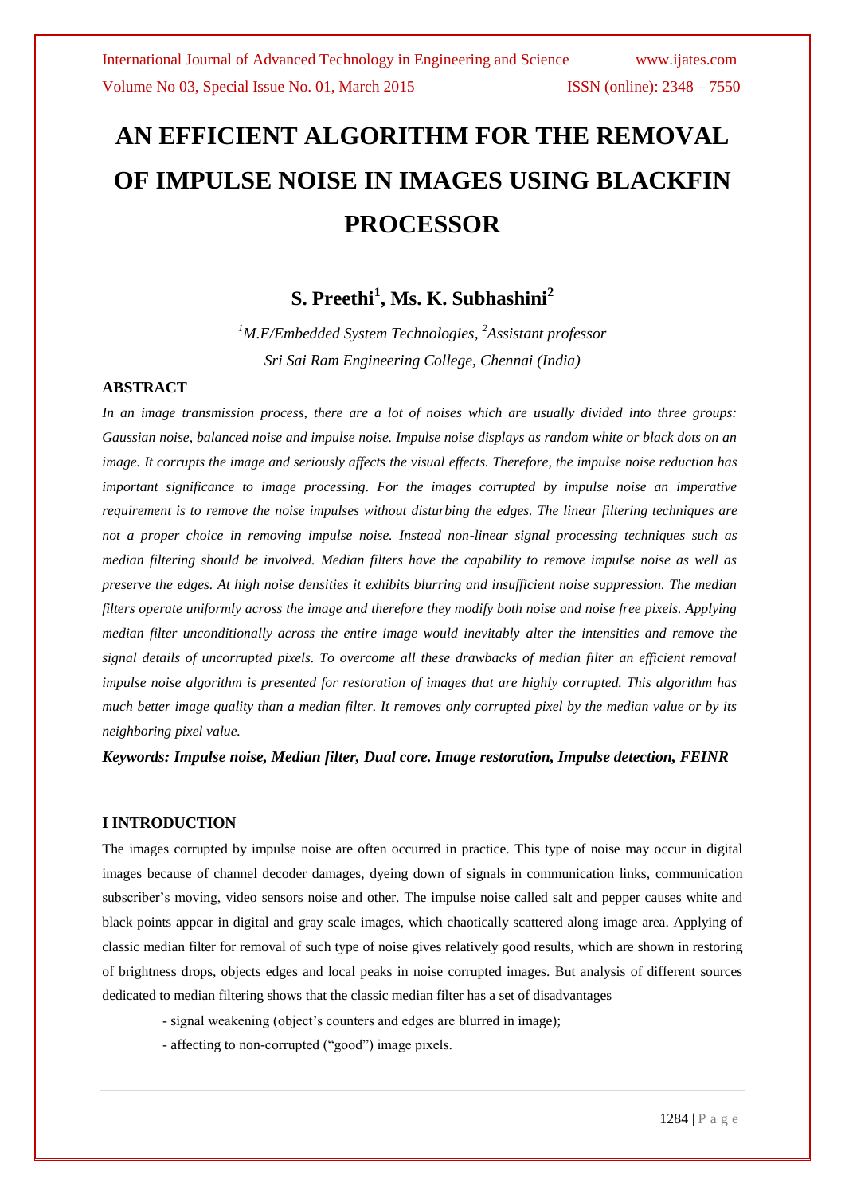# AN EFFICIENT ALGORITHM FOR THE REMOVAL OF IMPULSE NOISE IN IMAGES USING BLACKFIN PROCESSOR

## S. Preethi[1], Ms. K. Subhashini[2]

*[1]M.E/Embedded System Technologies, [2]Assistant professor*

*Sri Sai Ram Engineering College, Chennai (India)*

### ABSTRACT

*In an image transmission process, there are a lot of noises which are usually divided into three groups: Gaussian noise, balanced noise and impulse noise. Impulse noise displays as random white or black dots on an image. It corrupts the image and seriously affects the visual effects. Therefore, the impulse noise reduction has important significance to image processing. For the images corrupted by impulse noise an imperative requirement is to remove the noise impulses without disturbing the edges. The linear filtering techniques are not a proper choice in removing impulse noise. Instead non-linear signal processing techniques such as median filtering should be involved. Median filters have the capability to remove impulse noise as well as preserve the edges. At high noise densities it exhibits blurring and insufficient noise suppression. The median filters operate uniformly across the image and therefore they modify both noise and noise free pixels. Applying median filter unconditionally across the entire image would inevitably alter the intensities and remove the signal details of uncorrupted pixels. To overcome all these drawbacks of median filter an efficient removal impulse noise algorithm is presented for restoration of images that are highly corrupted. This algorithm has much better image quality than a median filter. It removes only corrupted pixel by the median value or by its neighboring pixel value.*

***Keywords: Impulse noise, Median filter, Dual core. Image restoration, Impulse detection, FEINR***

### I INTRODUCTION

The images corrupted by impulse noise are often occurred in practice. This type of noise may occur in digital images because of channel decoder damages, dyeing down of signals in communication links, communication subscriber's moving, video sensors noise and other. The impulse noise called salt and pepper causes white and black points appear in digital and gray scale images, which chaotically scattered along image area. Applying of classic median filter for removal of such type of noise gives relatively good results, which are shown in restoring of brightness drops, objects edges and local peaks in noise corrupted images. But analysis of different sources dedicated to median filtering shows that the classic median filter has a set of disadvantages

- signal weakening (object's counters and edges are blurred in image);
- affecting to non-corrupted ("good") image pixels.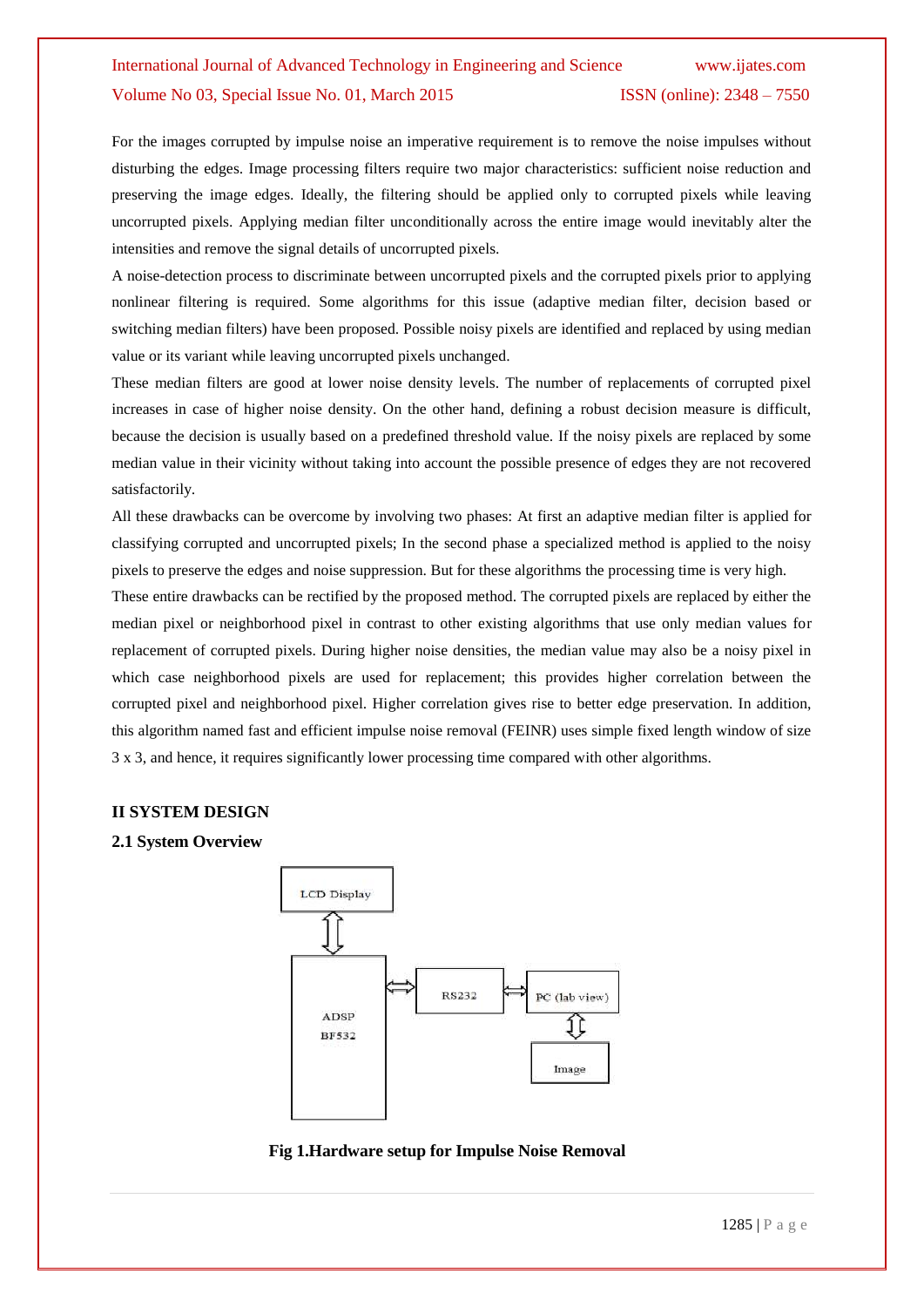For the images corrupted by impulse noise an imperative requirement is to remove the noise impulses without disturbing the edges. Image processing filters require two major characteristics: sufficient noise reduction and preserving the image edges. Ideally, the filtering should be applied only to corrupted pixels while leaving uncorrupted pixels. Applying median filter unconditionally across the entire image would inevitably alter the intensities and remove the signal details of uncorrupted pixels.

A noise-detection process to discriminate between uncorrupted pixels and the corrupted pixels prior to applying nonlinear filtering is required. Some algorithms for this issue (adaptive median filter, decision based or switching median filters) have been proposed. Possible noisy pixels are identified and replaced by using median value or its variant while leaving uncorrupted pixels unchanged.

These median filters are good at lower noise density levels. The number of replacements of corrupted pixel increases in case of higher noise density. On the other hand, defining a robust decision measure is difficult, because the decision is usually based on a predefined threshold value. If the noisy pixels are replaced by some median value in their vicinity without taking into account the possible presence of edges they are not recovered satisfactorily.

All these drawbacks can be overcome by involving two phases: At first an adaptive median filter is applied for classifying corrupted and uncorrupted pixels; In the second phase a specialized method is applied to the noisy pixels to preserve the edges and noise suppression. But for these algorithms the processing time is very high.

These entire drawbacks can be rectified by the proposed method. The corrupted pixels are replaced by either the median pixel or neighborhood pixel in contrast to other existing algorithms that use only median values for replacement of corrupted pixels. During higher noise densities, the median value may also be a noisy pixel in which case neighborhood pixels are used for replacement; this provides higher correlation between the corrupted pixel and neighborhood pixel. Higher correlation gives rise to better edge preservation. In addition, this algorithm named fast and efficient impulse noise removal (FEINR) uses simple fixed length window of size 3 x 3, and hence, it requires significantly lower processing time compared with other algorithms.

## II SYSTEM DESIGN

### 2.1 System Overview

LCD Display

ADSP BF532

RS232

PC (lab view)

Image

**Fig 1.Hardware setup for Impulse Noise Removal**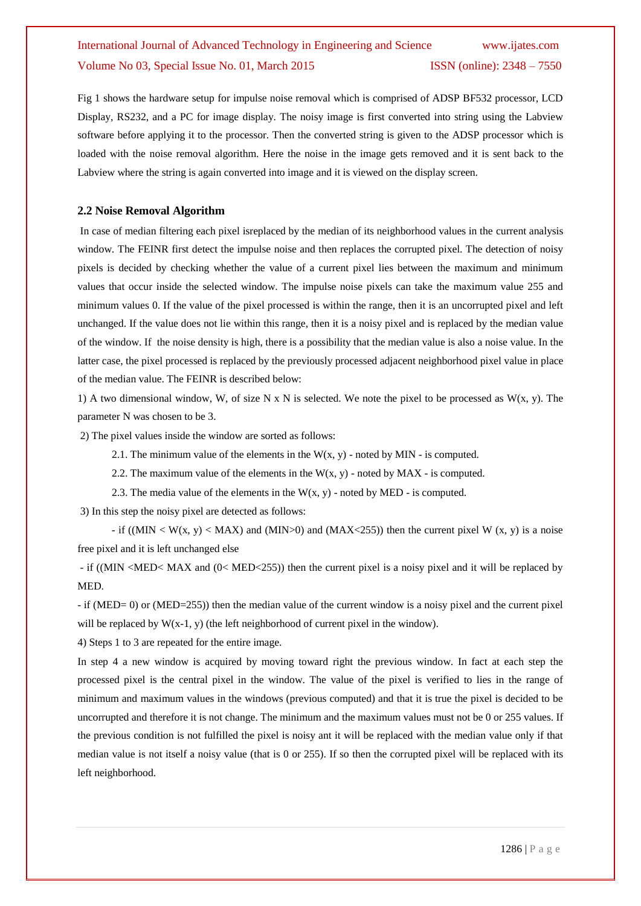Fig 1 shows the hardware setup for impulse noise removal which is comprised of ADSP BF532 processor, LCD Display, RS232, and a PC for image display. The noisy image is first converted into string using the Labview software before applying it to the processor. Then the converted string is given to the ADSP processor which is loaded with the noise removal algorithm. Here the noise in the image gets removed and it is sent back to the Labview where the string is again converted into image and it is viewed on the display screen.

### 2.2 Noise Removal Algorithm

In case of median filtering each pixel isreplaced by the median of its neighborhood values in the current analysis window. The FEINR first detect the impulse noise and then replaces the corrupted pixel. The detection of noisy pixels is decided by checking whether the value of a current pixel lies between the maximum and minimum values that occur inside the selected window. The impulse noise pixels can take the maximum value 255 and minimum values 0. If the value of the pixel processed is within the range, then it is an uncorrupted pixel and left unchanged. If the value does not lie within this range, then it is a noisy pixel and is replaced by the median value of the window. If the noise density is high, there is a possibility that the median value is also a noise value. In the latter case, the pixel processed is replaced by the previously processed adjacent neighborhood pixel value in place of the median value. The FEINR is described below:

1) A two dimensional window, W, of size N x N is selected. We note the pixel to be processed as W(x, y). The parameter N was chosen to be 3.

2) The pixel values inside the window are sorted as follows:

2.1. The minimum value of the elements in the W(x, y) - noted by MIN - is computed.

2.2. The maximum value of the elements in the W(x, y) - noted by MAX - is computed.

2.3. The media value of the elements in the W(x, y) - noted by MED - is computed.

3) In this step the noisy pixel are detected as follows:

- if ((MIN < W(x, y) < MAX) and (MIN>0) and (MAX<255)) then the current pixel W (x, y) is a noise free pixel and it is left unchanged else

- if ((MIN <MED< MAX and (0< MED<255)) then the current pixel is a noisy pixel and it will be replaced by MED.

- if (MED= 0) or (MED=255)) then the median value of the current window is a noisy pixel and the current pixel will be replaced by W(x-1, y) (the left neighborhood of current pixel in the window).

4) Steps 1 to 3 are repeated for the entire image.

In step 4 a new window is acquired by moving toward right the previous window. In fact at each step the processed pixel is the central pixel in the window. The value of the pixel is verified to lies in the range of minimum and maximum values in the windows (previous computed) and that it is true the pixel is decided to be uncorrupted and therefore it is not change. The minimum and the maximum values must not be 0 or 255 values. If the previous condition is not fulfilled the pixel is noisy ant it will be replaced with the median value only if that median value is not itself a noisy value (that is 0 or 255). If so then the corrupted pixel will be replaced with its left neighborhood.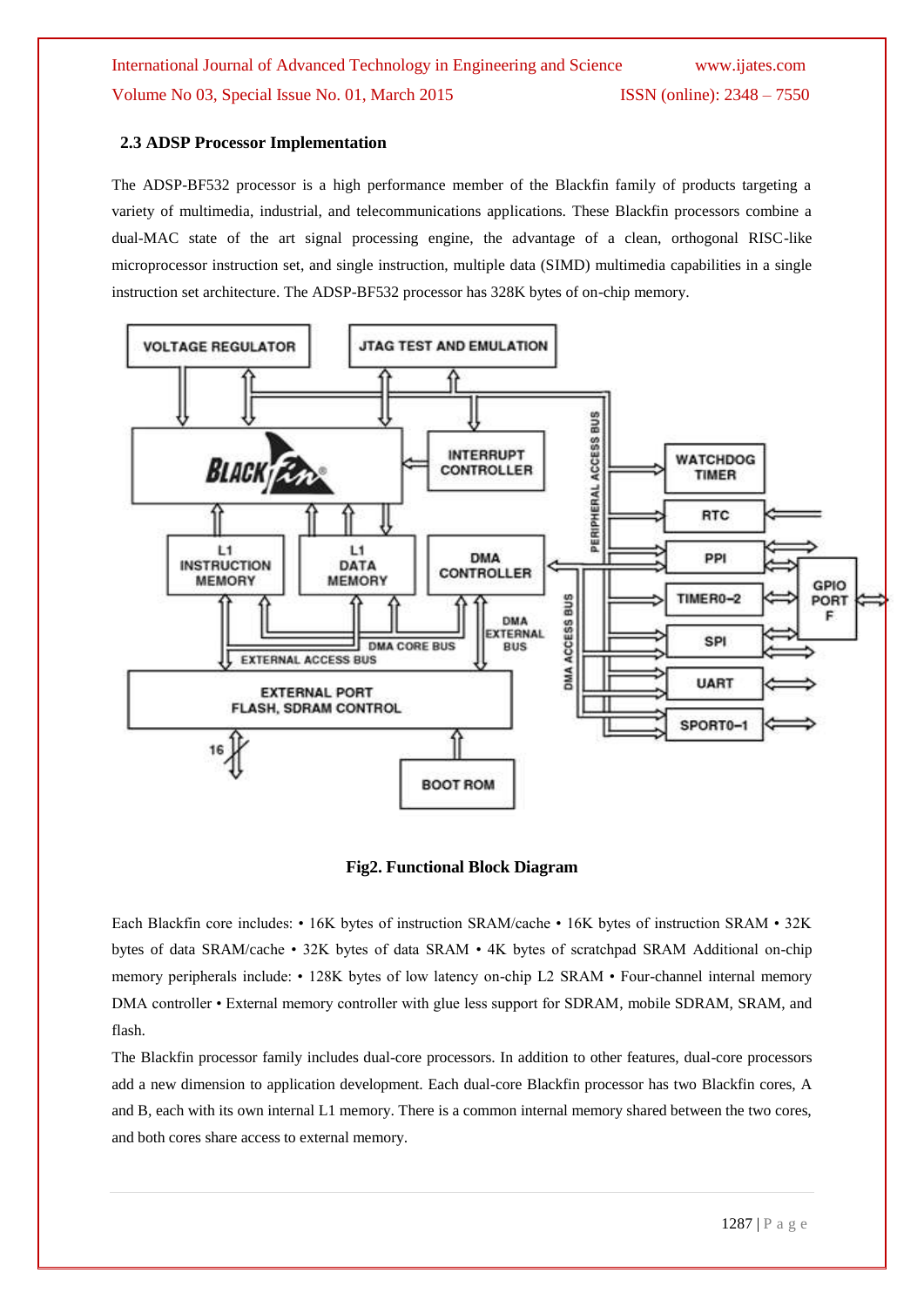### 2.3 ADSP Processor Implementation

The ADSP-BF532 processor is a high performance member of the Blackfin family of products targeting a variety of multimedia, industrial, and telecommunications applications. These Blackfin processors combine a dual-MAC state of the art signal processing engine, the advantage of a clean, orthogonal RISC-like microprocessor instruction set, and single instruction, multiple data (SIMD) multimedia capabilities in a single instruction set architecture. The ADSP-BF532 processor has 328K bytes of on-chip memory.

**Fig2. Functional Block Diagram**

Each Blackfin core includes: • 16K bytes of instruction SRAM/cache • 16K bytes of instruction SRAM • 32K bytes of data SRAM/cache • 32K bytes of data SRAM • 4K bytes of scratchpad SRAM Additional on-chip memory peripherals include: • 128K bytes of low latency on-chip L2 SRAM • Four-channel internal memory DMA controller • External memory controller with glue less support for SDRAM, mobile SDRAM, SRAM, and flash.

The Blackfin processor family includes dual-core processors. In addition to other features, dual-core processors add a new dimension to application development. Each dual-core Blackfin processor has two Blackfin cores, A and B, each with its own internal L1 memory. There is a common internal memory shared between the two cores, and both cores share access to external memory.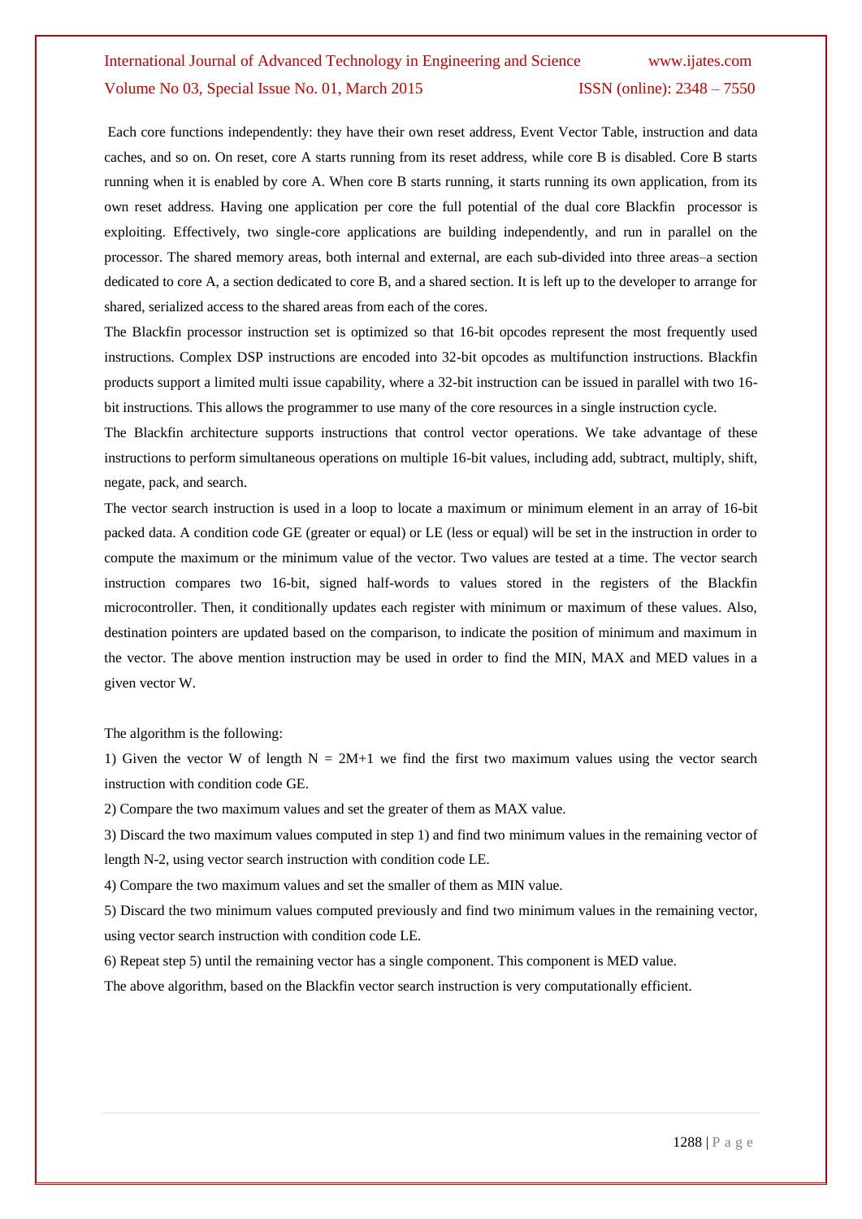Each core functions independently: they have their own reset address, Event Vector Table, instruction and data caches, and so on. On reset, core A starts running from its reset address, while core B is disabled. Core B starts running when it is enabled by core A. When core B starts running, it starts running its own application, from its own reset address. Having one application per core the full potential of the dual core Blackfin processor is exploiting. Effectively, two single-core applications are building independently, and run in parallel on the processor. The shared memory areas, both internal and external, are each sub-divided into three areas–a section dedicated to core A, a section dedicated to core B, and a shared section. It is left up to the developer to arrange for shared, serialized access to the shared areas from each of the cores.

The Blackfin processor instruction set is optimized so that 16-bit opcodes represent the most frequently used instructions. Complex DSP instructions are encoded into 32-bit opcodes as multifunction instructions. Blackfin products support a limited multi issue capability, where a 32-bit instruction can be issued in parallel with two 16-bit instructions. This allows the programmer to use many of the core resources in a single instruction cycle.

The Blackfin architecture supports instructions that control vector operations. We take advantage of these instructions to perform simultaneous operations on multiple 16-bit values, including add, subtract, multiply, shift, negate, pack, and search.

The vector search instruction is used in a loop to locate a maximum or minimum element in an array of 16-bit packed data. A condition code GE (greater or equal) or LE (less or equal) will be set in the instruction in order to compute the maximum or the minimum value of the vector. Two values are tested at a time. The vector search instruction compares two 16-bit, signed half-words to values stored in the registers of the Blackfin microcontroller. Then, it conditionally updates each register with minimum or maximum of these values. Also, destination pointers are updated based on the comparison, to indicate the position of minimum and maximum in the vector. The above mention instruction may be used in order to find the MIN, MAX and MED values in a given vector W.

The algorithm is the following:

1) Given the vector W of length $N = 2M+1$ we find the first two maximum values using the vector search instruction with condition code GE.

2) Compare the two maximum values and set the greater of them as MAX value.

3) Discard the two maximum values computed in step 1) and find two minimum values in the remaining vector of length N-2, using vector search instruction with condition code LE.

4) Compare the two maximum values and set the smaller of them as MIN value.

5) Discard the two minimum values computed previously and find two minimum values in the remaining vector, using vector search instruction with condition code LE.

6) Repeat step 5) until the remaining vector has a single component. This component is MED value.

The above algorithm, based on the Blackfin vector search instruction is very computationally efficient.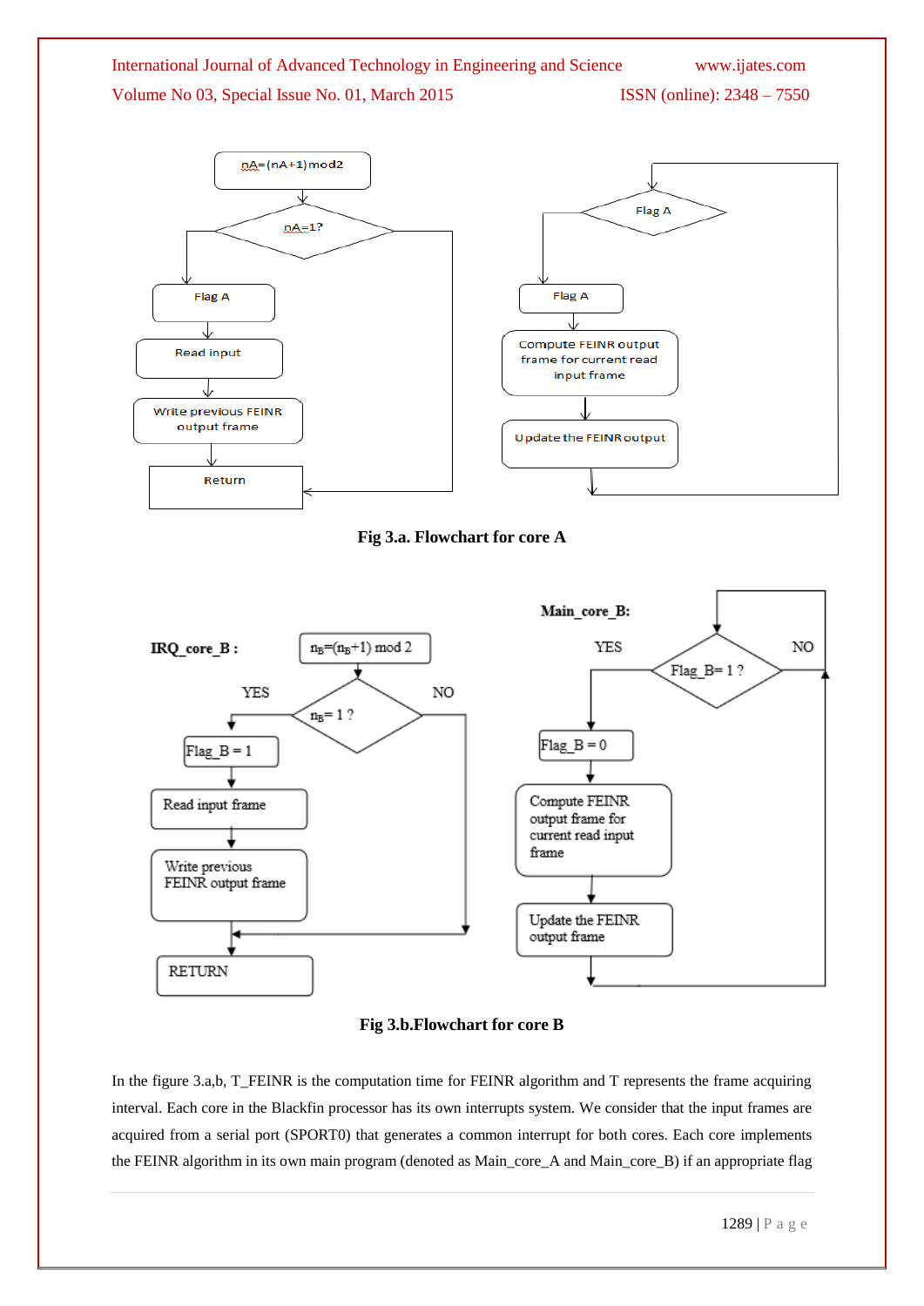Fig 3.a. Flowchart for core A

Fig 3.b.Flowchart for core B

In the figure 3.a,b, T_FEINR is the computation time for FEINR algorithm and T represents the frame acquiring interval. Each core in the Blackfin processor has its own interrupts system. We consider that the input frames are acquired from a serial port (SPORT0) that generates a common interrupt for both cores. Each core implements the FEINR algorithm in its own main program (denoted as Main_core_A and Main_core_B) if an appropriate flag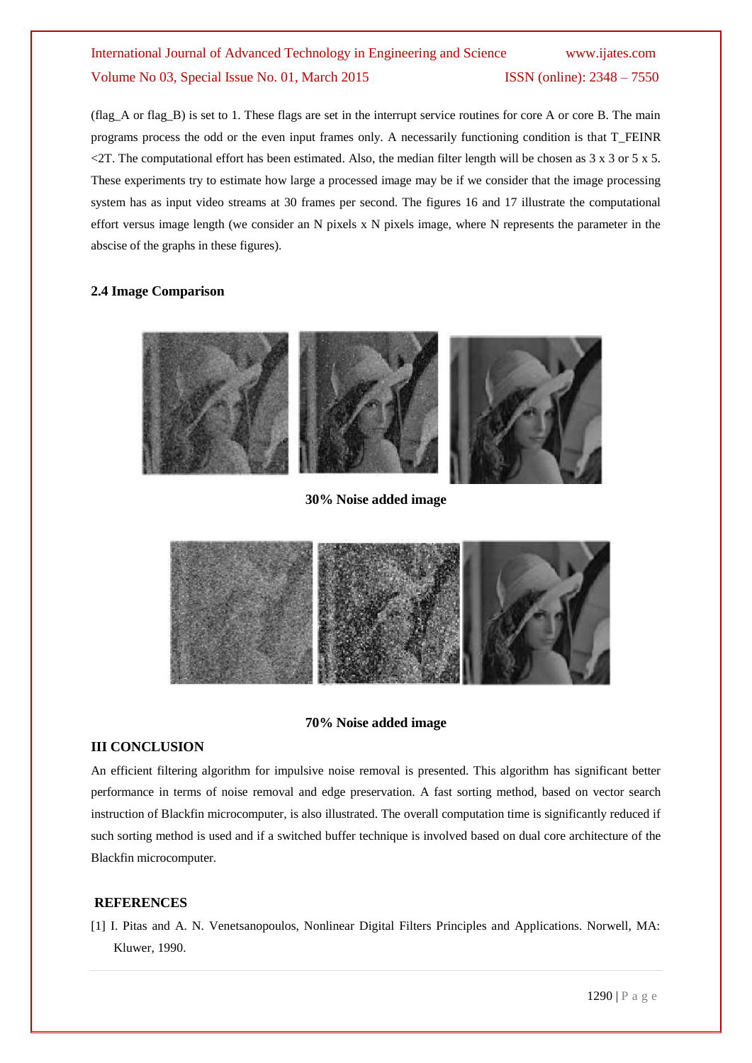(flag_A or flag_B) is set to 1. These flags are set in the interrupt service routines for core A or core B. The main programs process the odd or the even input frames only. A necessarily functioning condition is that T_FEINR <2T. The computational effort has been estimated. Also, the median filter length will be chosen as 3 x 3 or 5 x 5. These experiments try to estimate how large a processed image may be if we consider that the image processing system has as input video streams at 30 frames per second. The figures 16 and 17 illustrate the computational effort versus image length (we consider an N pixels x N pixels image, where N represents the parameter in the abscise of the graphs in these figures).

### 2.4 Image Comparison

**30% Noise added image**

**70% Noise added image**

## III CONCLUSION

An efficient filtering algorithm for impulsive noise removal is presented. This algorithm has significant better performance in terms of noise removal and edge preservation. A fast sorting method, based on vector search instruction of Blackfin microcomputer, is also illustrated. The overall computation time is significantly reduced if such sorting method is used and if a switched buffer technique is involved based on dual core architecture of the Blackfin microcomputer.

## REFERENCES

[1] I. Pitas and A. N. Venetsanopoulos, Nonlinear Digital Filters Principles and Applications. Norwell, MA: Kluwer, 1990.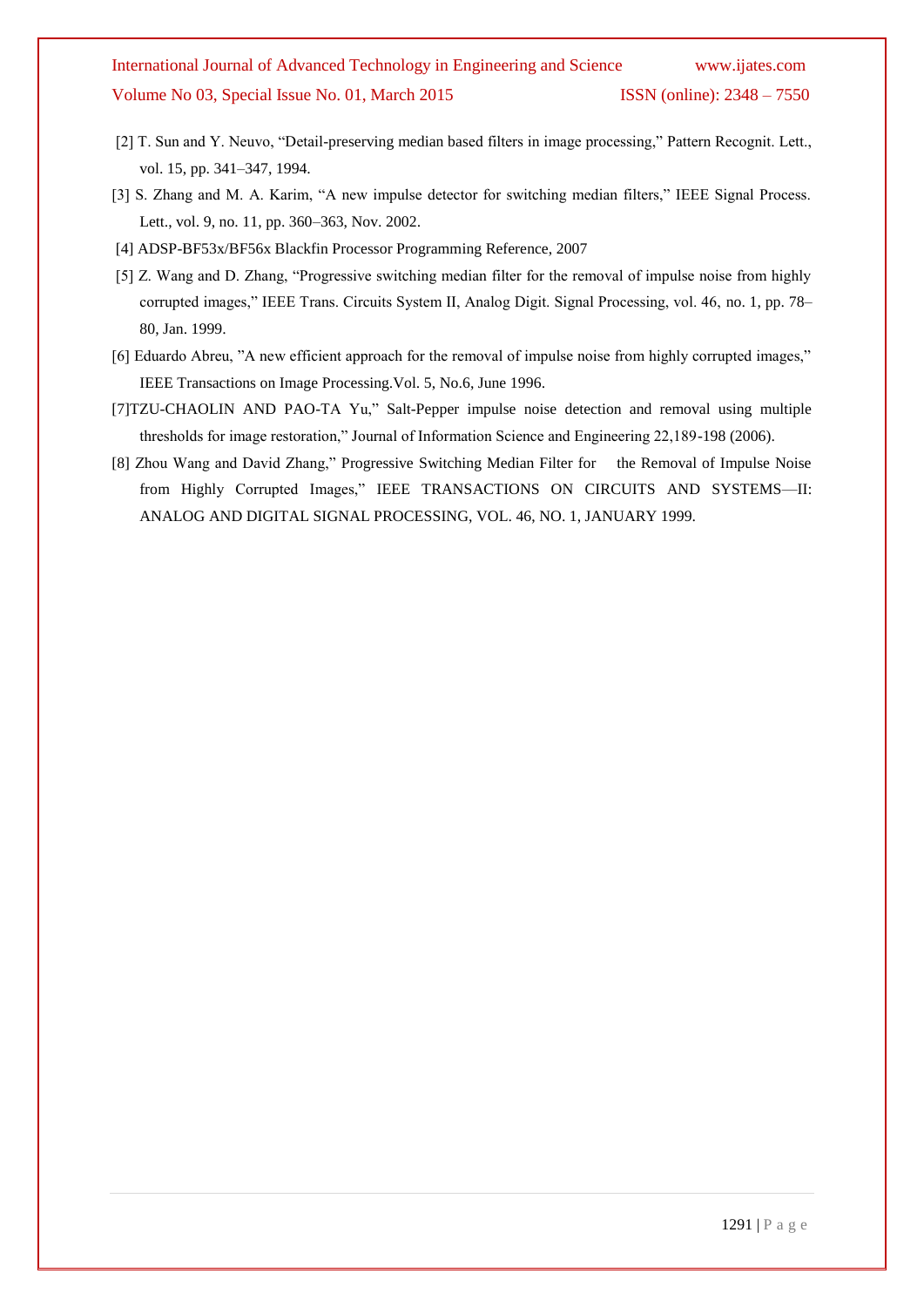[2] T. Sun and Y. Neuvo, "Detail-preserving median based filters in image processing," Pattern Recognit. Lett., vol. 15, pp. 341–347, 1994.

[3] S. Zhang and M. A. Karim, "A new impulse detector for switching median filters," IEEE Signal Process. Lett., vol. 9, no. 11, pp. 360–363, Nov. 2002.

[4] ADSP-BF53x/BF56x Blackfin Processor Programming Reference, 2007

[5] Z. Wang and D. Zhang, "Progressive switching median filter for the removal of impulse noise from highly corrupted images," IEEE Trans. Circuits System II, Analog Digit. Signal Processing, vol. 46, no. 1, pp. 78–80, Jan. 1999.

[6] Eduardo Abreu, "A new efficient approach for the removal of impulse noise from highly corrupted images," IEEE Transactions on Image Processing.Vol. 5, No.6, June 1996.

[7]TZU-CHAOLIN AND PAO-TA Yu," Salt-Pepper impulse noise detection and removal using multiple thresholds for image restoration," Journal of Information Science and Engineering 22,189-198 (2006).

[8] Zhou Wang and David Zhang," Progressive Switching Median Filter for the Removal of Impulse Noise from Highly Corrupted Images," IEEE TRANSACTIONS ON CIRCUITS AND SYSTEMS—II: ANALOG AND DIGITAL SIGNAL PROCESSING, VOL. 46, NO. 1, JANUARY 1999.